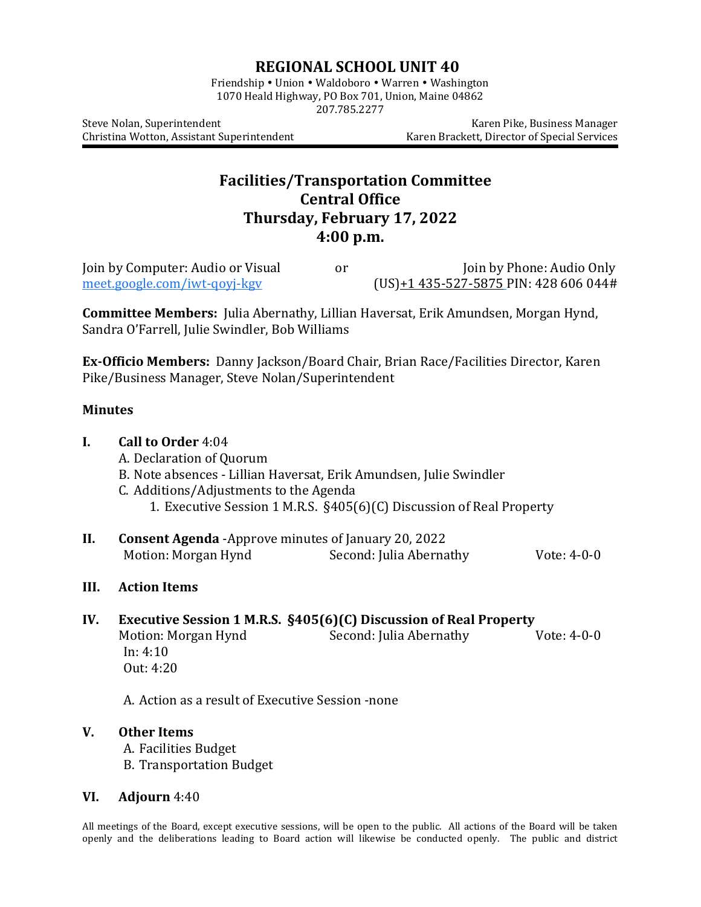# REGIONAL SCHOOL UNIT 40

Friendship • Union • Waldoboro • Warren • Washington
1070 Heald Highway, PO Box 701, Union, Maine 04862
207.785.2277

Steve Nolan, Superintendent
Christina Wotton, Assistant Superintendent

Karen Pike, Business Manager
Karen Brackett, Director of Special Services

## Facilities/Transportation Committee
## Central Office
## Thursday, February 17, 2022
## 4:00 p.m.

Join by Computer: Audio or Visual
meet.google.com/iwt-qoyj-kgv

or

Join by Phone: Audio Only
(US)+1 435-527-5875 PIN: 428 606 044#

**Committee Members:** Julia Abernathy, Lillian Haversat, Erik Amundsen, Morgan Hynd, Sandra O'Farrell, Julie Swindler, Bob Williams

**Ex-Officio Members:** Danny Jackson/Board Chair, Brian Race/Facilities Director, Karen Pike/Business Manager, Steve Nolan/Superintendent

**Minutes**

**I. Call to Order** 4:04
- A. Declaration of Quorum
- B. Note absences - Lillian Haversat, Erik Amundsen, Julie Swindler
- C. Additions/Adjustments to the Agenda
  1. Executive Session 1 M.R.S. §405(6)(C) Discussion of Real Property

**II. Consent Agenda** -Approve minutes of January 20, 2022
Motion: Morgan Hynd    Second: Julia Abernathy    Vote: 4-0-0

**III. Action Items**

**IV. Executive Session 1 M.R.S. §405(6)(C) Discussion of Real Property**
Motion: Morgan Hynd    Second: Julia Abernathy    Vote: 4-0-0
In: 4:10
Out: 4:20

A. Action as a result of Executive Session -none

**V. Other Items**
- A. Facilities Budget
- B. Transportation Budget

**VI. Adjourn** 4:40

All meetings of the Board, except executive sessions, will be open to the public. All actions of the Board will be taken openly and the deliberations leading to Board action will likewise be conducted openly. The public and district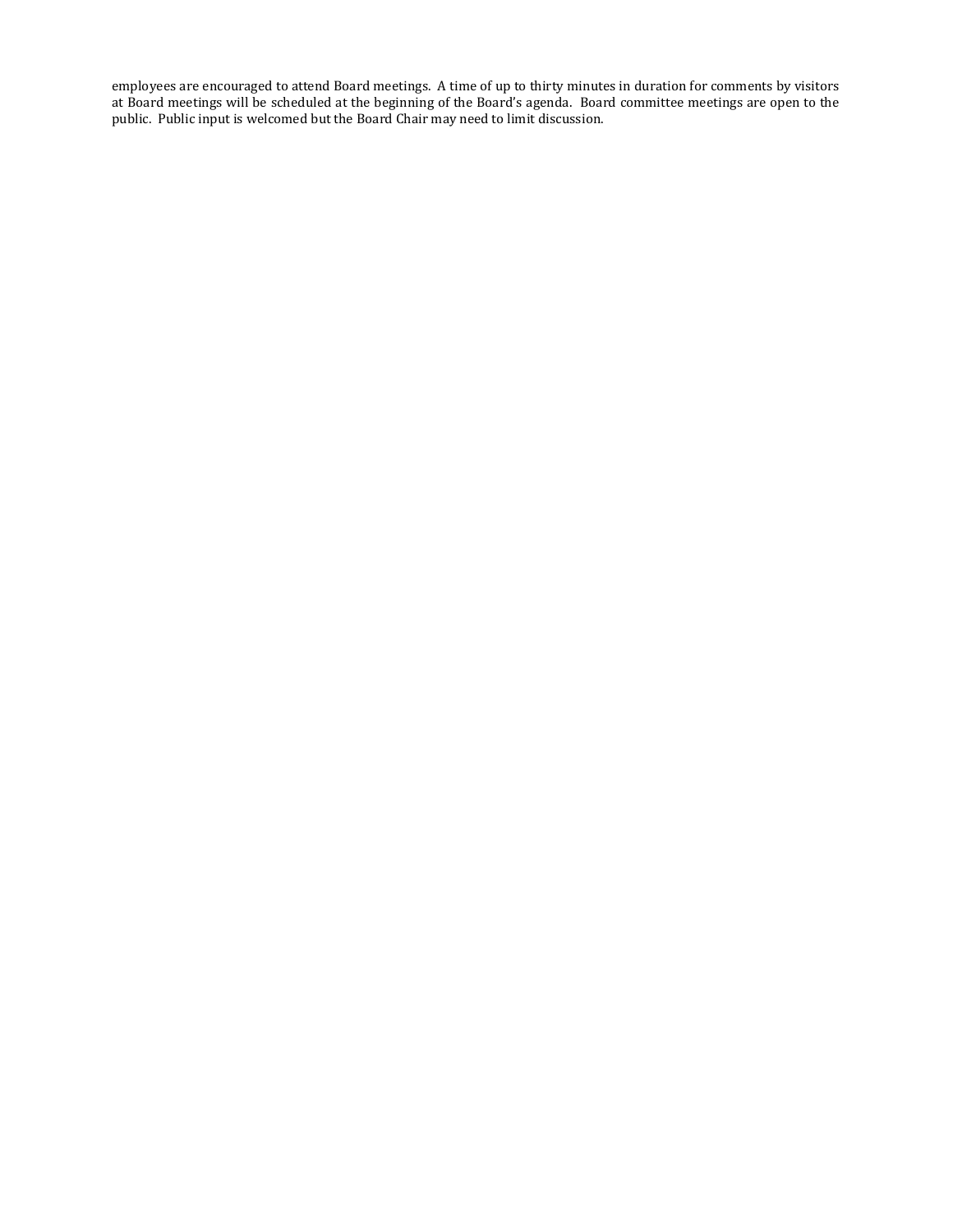employees are encouraged to attend Board meetings. A time of up to thirty minutes in duration for comments by visitors at Board meetings will be scheduled at the beginning of the Board's agenda. Board committee meetings are open to the public. Public input is welcomed but the Board Chair may need to limit discussion.